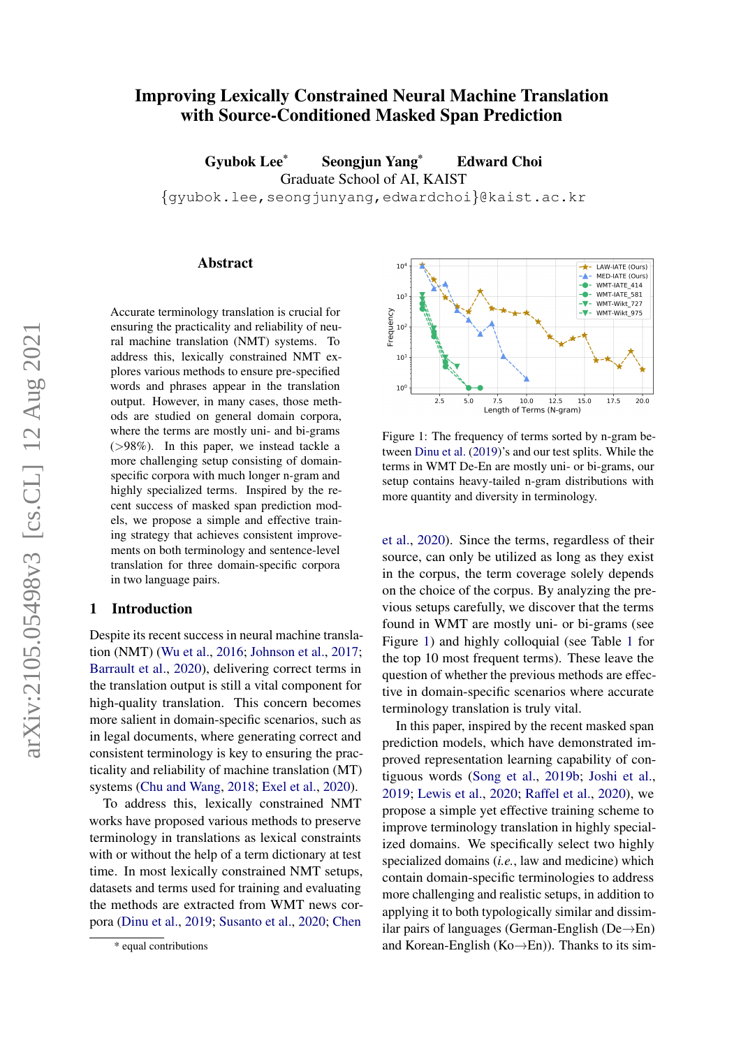# Improving Lexically Constrained Neural Machine Translation with Source-Conditioned Masked Span Prediction

**Gyubok Lee*** **Seongjun Yang*** **Edward Choi**

Graduate School of AI, KAIST

{gyubok.lee,seongjunyang,edwardchoi}@kaist.ac.kr

## Abstract

Accurate terminology translation is crucial for ensuring the practicality and reliability of neural machine translation (NMT) systems. To address this, lexically constrained NMT explores various methods to ensure pre-specified words and phrases appear in the translation output. However, in many cases, those methods are studied on general domain corpora, where the terms are mostly uni- and bi-grams (>98%). In this paper, we instead tackle a more challenging setup consisting of domain-specific corpora with much longer n-gram and highly specialized terms. Inspired by the recent success of masked span prediction models, we propose a simple and effective training strategy that achieves consistent improvements on both terminology and sentence-level translation for three domain-specific corpora in two language pairs.

## 1 Introduction

Despite its recent success in neural machine translation (NMT) (Wu et al., 2016; Johnson et al., 2017; Barrault et al., 2020), delivering correct terms in the translation output is still a vital component for high-quality translation. This concern becomes more salient in domain-specific scenarios, such as in legal documents, where generating correct and consistent terminology is key to ensuring the practicality and reliability of machine translation (MT) systems (Chu and Wang, 2018; Exel et al., 2020).

To address this, lexically constrained NMT works have proposed various methods to preserve terminology in translations as lexical constraints with or without the help of a term dictionary at test time. In most lexically constrained NMT setups, datasets and terms used for training and evaluating the methods are extracted from WMT news corpora (Dinu et al., 2019; Susanto et al., 2020; Chen et al., 2020). Since the terms, regardless of their source, can only be utilized as long as they exist in the corpus, the term coverage solely depends on the choice of the corpus. By analyzing the previous setups carefully, we discover that the terms found in WMT are mostly uni- or bi-grams (see Figure 1) and highly colloquial (see Table 1 for the top 10 most frequent terms). These leave the question of whether the previous methods are effective in domain-specific scenarios where accurate terminology translation is truly vital.

Figure 1: The frequency of terms sorted by n-gram between Dinu et al. (2019)'s and our test splits. While the terms in WMT De-En are mostly uni- or bi-grams, our setup contains heavy-tailed n-gram distributions with more quantity and diversity in terminology.

In this paper, inspired by the recent masked span prediction models, which have demonstrated improved representation learning capability of contiguous words (Song et al., 2019b; Joshi et al., 2019; Lewis et al., 2020; Raffel et al., 2020), we propose a simple yet effective training scheme to improve terminology translation in highly specialized domains. We specifically select two highly specialized domains (*i.e.*, law and medicine) which contain domain-specific terminologies to address more challenging and realistic setups, in addition to applying it to both typologically similar and dissimilar pairs of languages (German-English (De→En) and Korean-English (Ko→En)). Thanks to its sim-

* equal contributions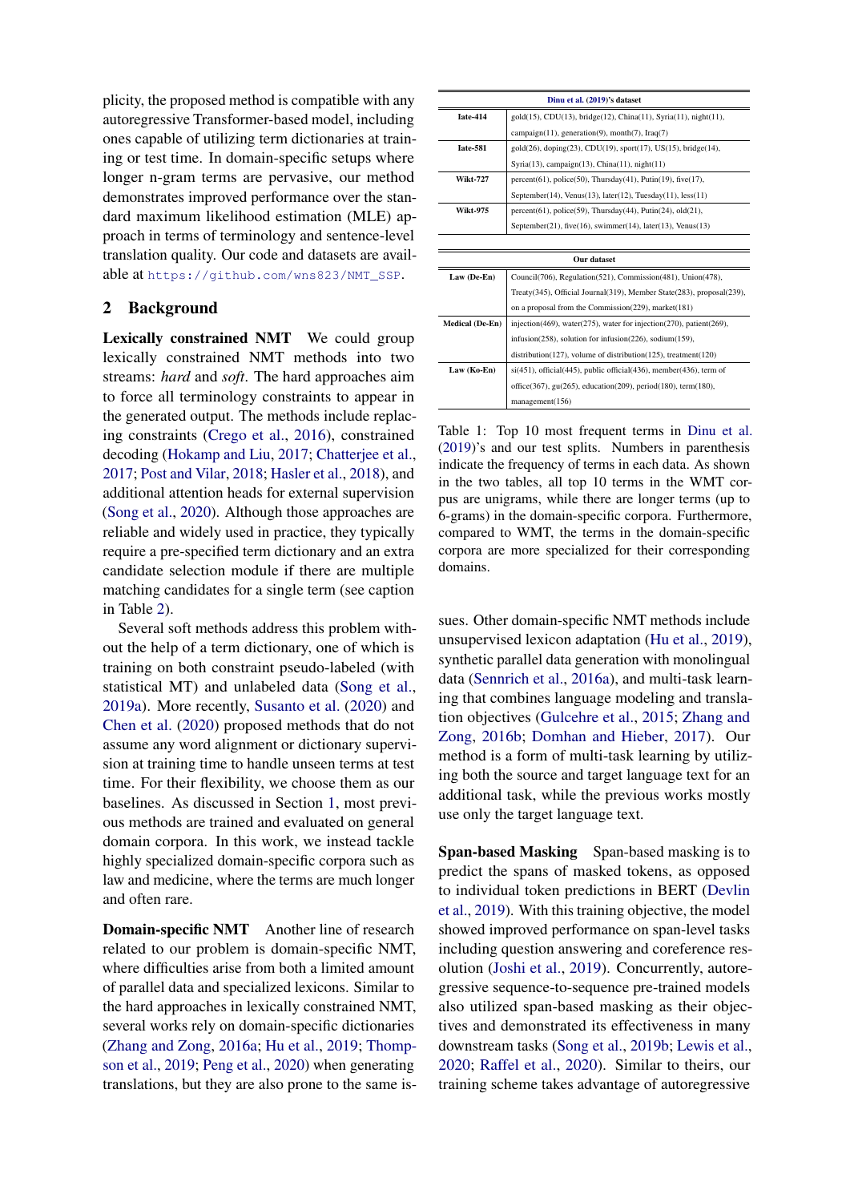plicity, the proposed method is compatible with any autoregressive Transformer-based model, including ones capable of utilizing term dictionaries at training or test time. In domain-specific setups where longer n-gram terms are pervasive, our method demonstrates improved performance over the standard maximum likelihood estimation (MLE) approach in terms of terminology and sentence-level translation quality. Our code and datasets are available at https://github.com/wns823/NMT_SSP.

## 2 Background

**Lexically constrained NMT** We could group lexically constrained NMT methods into two streams: *hard* and *soft*. The hard approaches aim to force all terminology constraints to appear in the generated output. The methods include replacing constraints (Crego et al., 2016), constrained decoding (Hokamp and Liu, 2017; Chatterjee et al., 2017; Post and Vilar, 2018; Hasler et al., 2018), and additional attention heads for external supervision (Song et al., 2020). Although those approaches are reliable and widely used in practice, they typically require a pre-specified term dictionary and an extra candidate selection module if there are multiple matching candidates for a single term (see caption in Table 2).

Several soft methods address this problem without the help of a term dictionary, one of which is training on both constraint pseudo-labeled (with statistical MT) and unlabeled data (Song et al., 2019a). More recently, Susanto et al. (2020) and Chen et al. (2020) proposed methods that do not assume any word alignment or dictionary supervision at training time to handle unseen terms at test time. For their flexibility, we choose them as our baselines. As discussed in Section 1, most previous methods are trained and evaluated on general domain corpora. In this work, we instead tackle highly specialized domain-specific corpora such as law and medicine, where the terms are much longer and often rare.

**Domain-specific NMT** Another line of research related to our problem is domain-specific NMT, where difficulties arise from both a limited amount of parallel data and specialized lexicons. Similar to the hard approaches in lexically constrained NMT, several works rely on domain-specific dictionaries (Zhang and Zong, 2016a; Hu et al., 2019; Thompson et al., 2019; Peng et al., 2020) when generating translations, but they are also prone to the same issues. Other domain-specific NMT methods include unsupervised lexicon adaptation (Hu et al., 2019), synthetic parallel data generation with monolingual data (Sennrich et al., 2016a), and multi-task learning that combines language modeling and translation objectives (Gulcehre et al., 2015; Zhang and Zong, 2016b; Domhan and Hieber, 2017). Our method is a form of multi-task learning by utilizing both the source and target language text for an additional task, while the previous works mostly use only the target language text.

| Dinu et al. (2019)'s dataset | |
|---|---|
| Iate-414 | gold(15), CDU(13), bridge(12), China(11), Syria(11), night(11), campaign(11), generation(9), month(7), Iraq(7) |
| Iate-581 | gold(26), doping(23), CDU(19), sport(17), US(15), bridge(14), Syria(13), campaign(13), China(11), night(11) |
| Wikt-727 | percent(61), police(50), Thursday(41), Putin(19), five(17), September(14), Venus(13), later(12), Tuesday(11), less(11) |
| Wikt-975 | percent(61), police(59), Thursday(44), Putin(24), old(21), September(21), five(16), swimmer(14), later(13), Venus(13) |

| Our dataset | |
|---|---|
| Law (De-En) | Council(706), Regulation(521), Commission(481), Union(478), Treaty(345), Official Journal(319), Member State(283), proposal(239), on a proposal from the Commission(229), market(181) |
| Medical (De-En) | injection(469), water(275), water for injection(270), patient(269), infusion(258), solution for infusion(226), sodium(159), distribution(127), volume of distribution(125), treatment(120) |
| Law (Ko-En) | si(451), official(445), public official(436), member(436), term of office(367), gu(265), education(209), period(180), term(180), management(156) |

Table 1: Top 10 most frequent terms in Dinu et al. (2019)'s and our test splits. Numbers in parenthesis indicate the frequency of terms in each data. As shown in the two tables, all top 10 terms in the WMT corpus are unigrams, while there are longer terms (up to 6-grams) in the domain-specific corpora. Furthermore, compared to WMT, the terms in the domain-specific corpora are more specialized for their corresponding domains.

**Span-based Masking** Span-based masking is to predict the spans of masked tokens, as opposed to individual token predictions in BERT (Devlin et al., 2019). With this training objective, the model showed improved performance on span-level tasks including question answering and coreference resolution (Joshi et al., 2019). Concurrently, autoregressive sequence-to-sequence pre-trained models also utilized span-based masking as their objectives and demonstrated its effectiveness in many downstream tasks (Song et al., 2019b; Lewis et al., 2020; Raffel et al., 2020). Similar to theirs, our training scheme takes advantage of autoregressive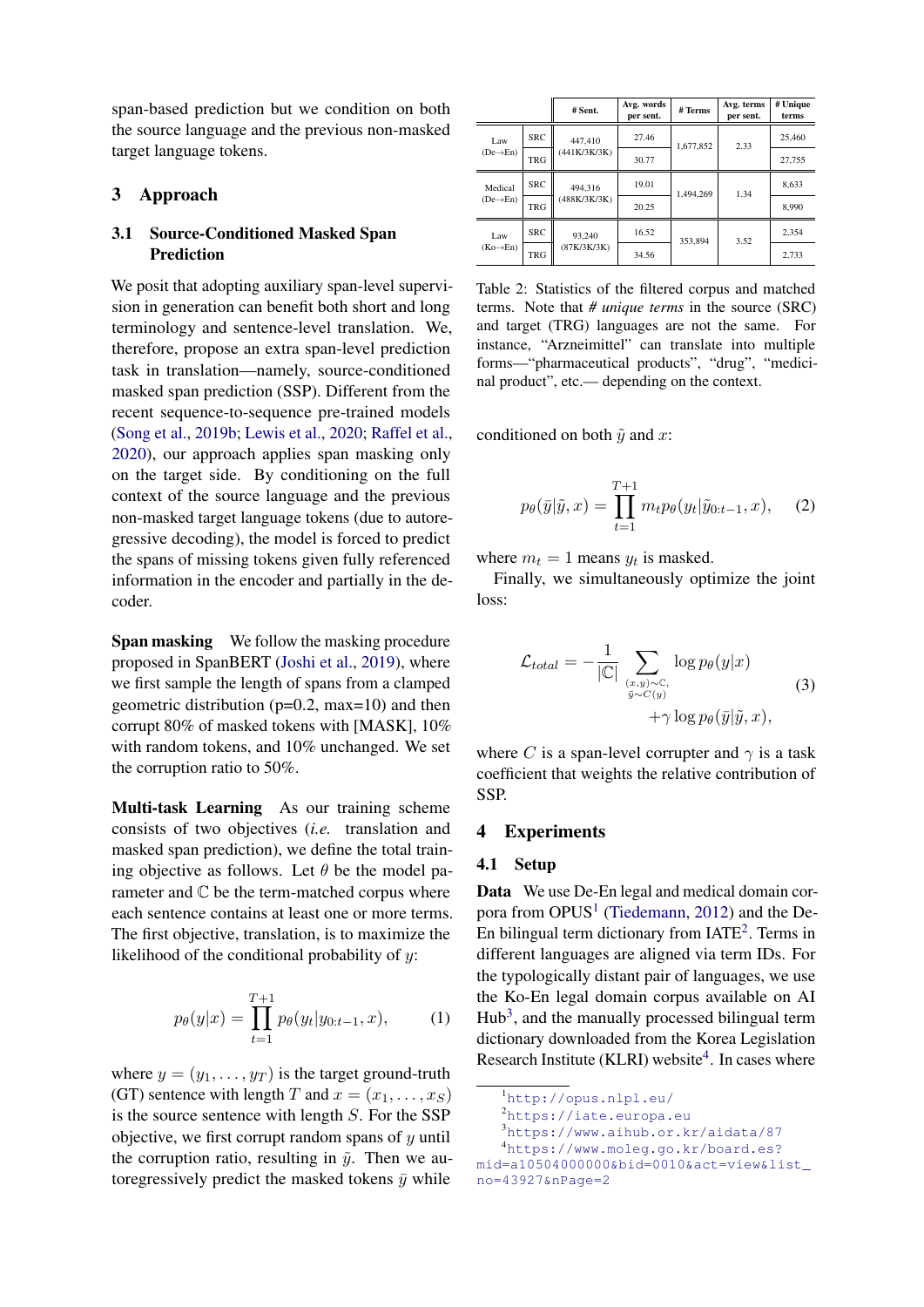span-based prediction but we condition on both the source language and the previous non-masked target language tokens.

## 3 Approach

### 3.1 Source-Conditioned Masked Span Prediction

We posit that adopting auxiliary span-level supervision in generation can benefit both short and long terminology and sentence-level translation. We, therefore, propose an extra span-level prediction task in translation—namely, source-conditioned masked span prediction (SSP). Different from the recent sequence-to-sequence pre-trained models (Song et al., 2019b; Lewis et al., 2020; Raffel et al., 2020), our approach applies span masking only on the target side. By conditioning on the full context of the source language and the previous non-masked target language tokens (due to autoregressive decoding), the model is forced to predict the spans of missing tokens given fully referenced information in the encoder and partially in the decoder.

**Span masking** We follow the masking procedure proposed in SpanBERT (Joshi et al., 2019), where we first sample the length of spans from a clamped geometric distribution (p=0.2, max=10) and then corrupt 80% of masked tokens with [MASK], 10% with random tokens, and 10% unchanged. We set the corruption ratio to 50%.

**Multi-task Learning** As our training scheme consists of two objectives (*i.e.* translation and masked span prediction), we define the total training objective as follows. Let $\theta$ be the model parameter and $\mathbb{C}$ be the term-matched corpus where each sentence contains at least one or more terms. The first objective, translation, is to maximize the likelihood of the conditional probability of $y$:

$$p_\theta(y|x) = \prod_{t=1}^{T+1} p_\theta(y_t|y_{0:t-1}, x), \tag{1}$$

where $y = (y_1, \ldots, y_T)$ is the target ground-truth (GT) sentence with length $T$ and $x = (x_1, \ldots, x_S)$ is the source sentence with length $S$. For the SSP objective, we first corrupt random spans of $y$ until the corruption ratio, resulting in $\tilde{y}$. Then we autoregressively predict the masked tokens $\bar{y}$ while conditioned on both $\tilde{y}$ and $x$:

$$p_\theta(\bar{y}|\tilde{y}, x) = \prod_{t=1}^{T+1} m_t p_\theta(y_t|\tilde{y}_{0:t-1}, x), \tag{2}$$

where $m_t = 1$ means $y_t$ is masked.

Finally, we simultaneously optimize the joint loss:

$$\mathcal{L}_{total} = -\frac{1}{|\mathbb{C}|} \sum_{\substack{(x,y)\sim\mathbb{C}, \\ \tilde{y}\sim C(y)}} \log p_\theta(y|x) + \gamma \log p_\theta(\bar{y}|\tilde{y}, x), \tag{3}$$

where $C$ is a span-level corrupter and $\gamma$ is a task coefficient that weights the relative contribution of SSP.

| | | # Sent. | Avg. words per sent. | # Terms | Avg. terms per sent. | # Unique terms |
|---|---|---|---|---|---|---|
| Law (De→En) | SRC | 447,410 (441K/3K/3K) | 27.46 | 1,677,852 | 2.33 | 25,460 |
| | TRG | | 30.77 | | | 27,755 |
| Medical (De→En) | SRC | 494,316 (488K/3K/3K) | 19.01 | 1,494,269 | 1.34 | 8,633 |
| | TRG | | 20.25 | | | 8,990 |
| Law (Ko→En) | SRC | 93,240 (87K/3K/3K) | 16.52 | 353,894 | 3.52 | 2,354 |
| | TRG | | 34.56 | | | 2,733 |

Table 2: Statistics of the filtered corpus and matched terms. Note that *# unique terms* in the source (SRC) and target (TRG) languages are not the same. For instance, "Arzneimittel" can translate into multiple forms—"pharmaceutical products", "drug", "medicinal product", etc.— depending on the context.

## 4 Experiments

### 4.1 Setup

**Data** We use De-En legal and medical domain corpora from OPUS[1] (Tiedemann, 2012) and the De-En bilingual term dictionary from IATE[2]. Terms in different languages are aligned via term IDs. For the typologically distant pair of languages, we use the Ko-En legal domain corpus available on AI Hub[3], and the manually processed bilingual term dictionary downloaded from the Korea Legislation Research Institute (KLRI) website[4]. In cases where

[1] http://opus.nlpl.eu/

[2] https://iate.europa.eu

[3] https://www.aihub.or.kr/aidata/87

[4] https://www.moleg.go.kr/board.es?mid=a10504000000&bid=0010&act=view&list_no=43927&nPage=2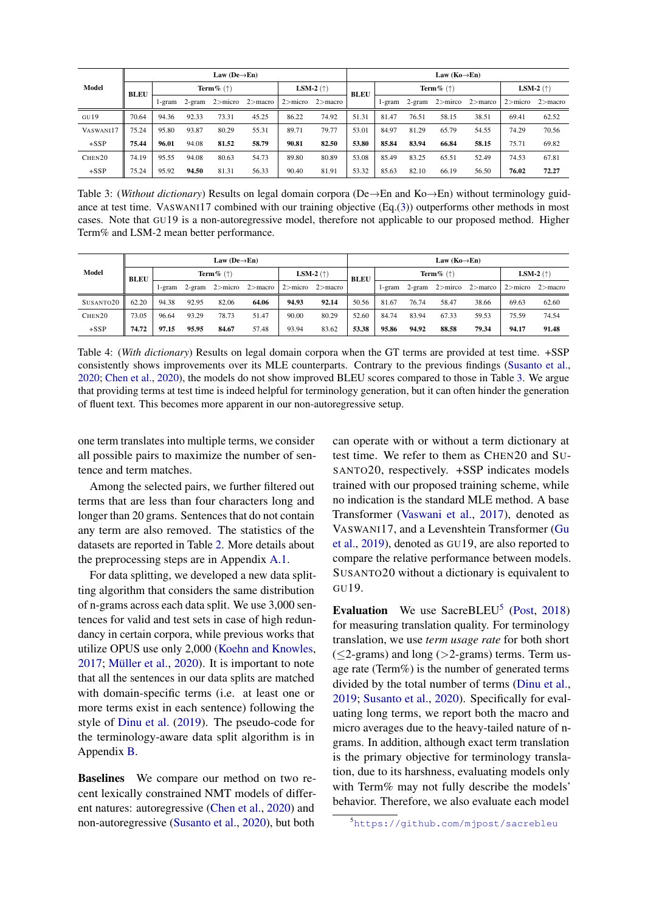| Model | Law (De→En) | | | | | | | Law (Ko→En) | | | | | | |
|---|---|---|---|---|---|---|---|---|---|---|---|---|---|---|
| | BLEU | Term% (↑) | | | | LSM-2 (↑) | | BLEU | Term% (↑) | | | | LSM-2 (↑) | |
| | | 1-gram | 2-gram | 2>micro | 2>macro | 2>micro | 2>macro | | 1-gram | 2-gram | 2>mirco | 2>marco | 2>micro | 2>macro |
| GU19 | 70.64 | 94.36 | 92.33 | 73.31 | 45.25 | 86.22 | 74.92 | 51.31 | 81.47 | 76.51 | 58.15 | 38.51 | 69.41 | 62.52 |
| VASWANI17 | 75.24 | 95.80 | 93.87 | 80.29 | 55.31 | 89.71 | 79.77 | 53.01 | 84.97 | 81.29 | 65.79 | 54.55 | 74.29 | 70.56 |
| +SSP | **75.44** | **96.01** | 94.08 | **81.52** | **58.79** | **90.81** | **82.50** | **53.80** | **85.84** | **83.94** | **66.84** | **58.15** | 75.71 | 69.82 |
| CHEN20 | 74.19 | 95.55 | 94.08 | 80.63 | 54.73 | 89.80 | 80.89 | 53.08 | 85.49 | 83.25 | 65.51 | 52.49 | 74.53 | 67.81 |
| +SSP | 75.24 | 95.92 | **94.50** | 81.31 | 56.33 | 90.40 | 81.91 | 53.32 | 85.63 | 82.10 | 66.19 | 56.50 | **76.02** | **72.27** |

Table 3: (*Without dictionary*) Results on legal domain corpora (De→En and Ko→En) without terminology guidance at test time. VASWANI17 combined with our training objective (Eq.(3)) outperforms other methods in most cases. Note that GU19 is a non-autoregressive model, therefore not applicable to our proposed method. Higher Term% and LSM-2 mean better performance.

| Model | Law (De→En) | | | | | | | Law (Ko→En) | | | | | | |
|---|---|---|---|---|---|---|---|---|---|---|---|---|---|---|
| | BLEU | Term% (↑) | | | | LSM-2 (↑) | | BLEU | Term% (↑) | | | | LSM-2 (↑) | |
| | | 1-gram | 2-gram | 2>micro | 2>macro | 2>micro | 2>macro | | 1-gram | 2-gram | 2>mirco | 2>marco | 2>micro | 2>macro |
| SUSANTO20 | 62.20 | 94.38 | 92.95 | 82.06 | **64.06** | **94.93** | **92.14** | 50.56 | 81.67 | 76.74 | 58.47 | 38.66 | 69.63 | 62.60 |
| CHEN20 | 73.05 | 96.64 | 93.29 | 78.73 | 51.47 | 90.00 | 80.29 | 52.60 | 84.74 | 83.94 | 67.33 | 59.53 | 75.59 | 74.54 |
| +SSP | **74.72** | **97.15** | **95.95** | **84.67** | 57.48 | 93.94 | 83.62 | **53.38** | **95.86** | **94.92** | **88.58** | **79.34** | **94.17** | **91.48** |

Table 4: (*With dictionary*) Results on legal domain corpora when the GT terms are provided at test time. +SSP consistently shows improvements over its MLE counterparts. Contrary to the previous findings (Susanto et al., 2020; Chen et al., 2020), the models do not show improved BLEU scores compared to those in Table 3. We argue that providing terms at test time is indeed helpful for terminology generation, but it can often hinder the generation of fluent text. This becomes more apparent in our non-autoregressive setup.

one term translates into multiple terms, we consider all possible pairs to maximize the number of sentence and term matches.

Among the selected pairs, we further filtered out terms that are less than four characters long and longer than 20 grams. Sentences that do not contain any term are also removed. The statistics of the datasets are reported in Table 2. More details about the preprocessing steps are in Appendix A.1.

For data splitting, we developed a new data splitting algorithm that considers the same distribution of n-grams across each data split. We use 3,000 sentences for valid and test sets in case of high redundancy in certain corpora, while previous works that utilize OPUS use only 2,000 (Koehn and Knowles, 2017; Müller et al., 2020). It is important to note that all the sentences in our data splits are matched with domain-specific terms (i.e. at least one or more terms exist in each sentence) following the style of Dinu et al. (2019). The pseudo-code for the terminology-aware data split algorithm is in Appendix B.

**Baselines** We compare our method on two recent lexically constrained NMT models of different natures: autoregressive (Chen et al., 2020) and non-autoregressive (Susanto et al., 2020), but both can operate with or without a term dictionary at test time. We refer to them as CHEN20 and SUSANTO20, respectively. +SSP indicates models trained with our proposed training scheme, while no indication is the standard MLE method. A base Transformer (Vaswani et al., 2017), denoted as VASWANI17, and a Levenshtein Transformer (Gu et al., 2019), denoted as GU19, are also reported to compare the relative performance between models. SUSANTO20 without a dictionary is equivalent to GU19.

**Evaluation** We use SacreBLEU[5] (Post, 2018) for measuring translation quality. For terminology translation, we use *term usage rate* for both short ($\leq$2-grams) and long ($>$2-grams) terms. Term usage rate (Term%) is the number of generated terms divided by the total number of terms (Dinu et al., 2019; Susanto et al., 2020). Specifically for evaluating long terms, we report both the macro and micro averages due to the heavy-tailed nature of n-grams. In addition, although exact term translation is the primary objective for terminology translation, due to its harshness, evaluating models only with Term% may not fully describe the models' behavior. Therefore, we also evaluate each model

[5] https://github.com/mjpost/sacrebleu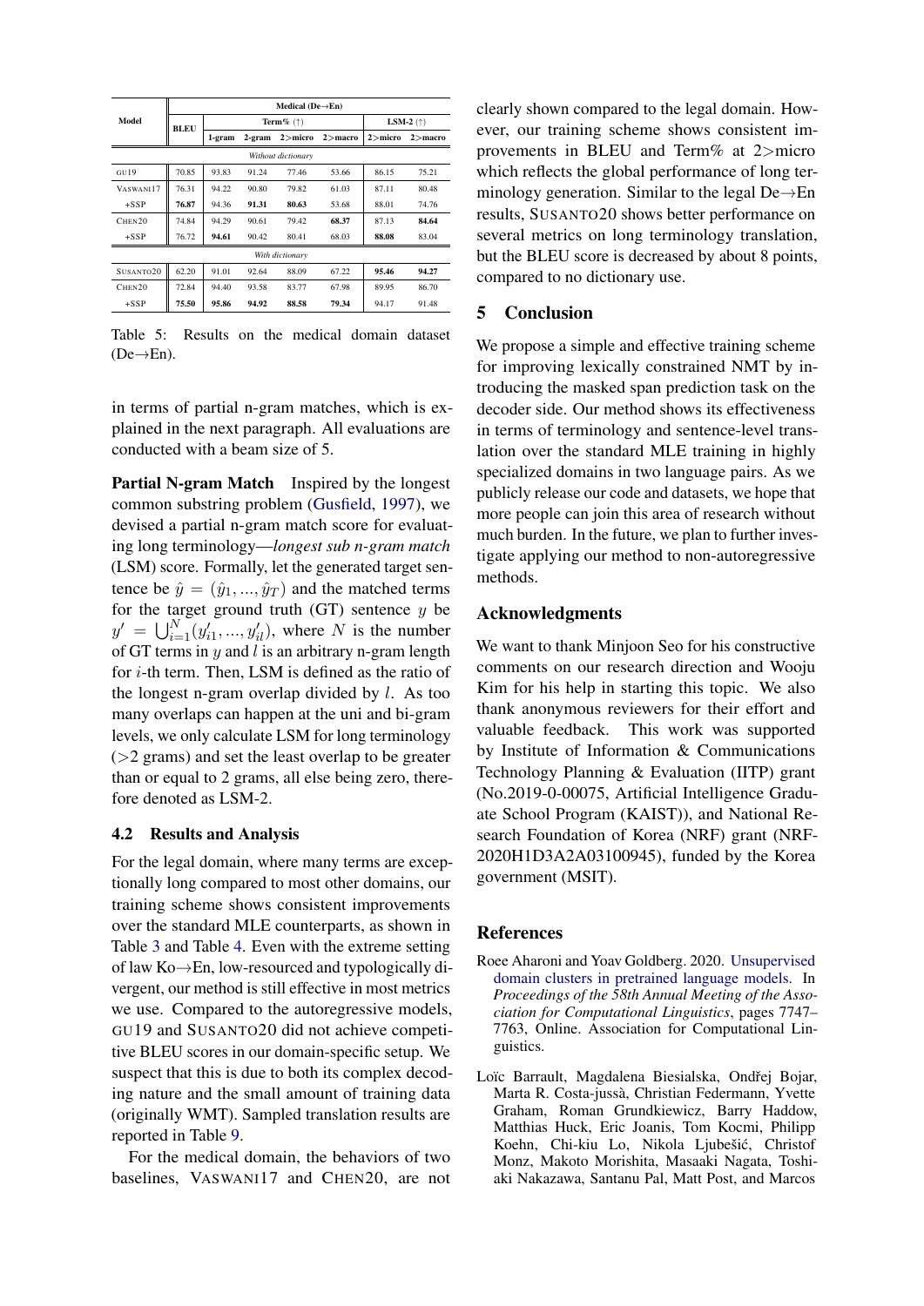| Model | Medical (De→En) | | | | | | |
|---|---|---|---|---|---|---|---|
| | BLEU | Term% (↑) | | | | LSM-2 (↑) | |
| | | 1-gram | 2-gram | 2>micro | 2>macro | 2>micro | 2>macro |
| *Without dictionary* | | | | | | | |
| GU19 | 70.85 | 93.83 | 91.24 | 77.46 | 53.66 | 86.15 | 75.21 |
| VASWANI17 | 76.31 | 94.22 | 90.80 | 79.82 | 61.03 | 87.11 | 80.48 |
| +SSP | **76.87** | 94.36 | **91.31** | **80.63** | 53.68 | 88.01 | 74.76 |
| CHEN20 | 74.84 | 94.29 | 90.61 | 79.42 | **68.37** | 87.13 | **84.64** |
| +SSP | 76.72 | **94.61** | 90.42 | 80.41 | 68.03 | **88.08** | 83.04 |
| *With dictionary* | | | | | | | |
| SUSANTO20 | 62.20 | 91.01 | 92.64 | 88.09 | 67.22 | **95.46** | **94.27** |
| CHEN20 | 72.84 | 94.40 | 93.58 | 83.77 | 67.98 | 89.95 | 86.70 |
| +SSP | **75.50** | **95.86** | **94.92** | **88.58** | **79.34** | 94.17 | 91.48 |

Table 5: Results on the medical domain dataset (De→En).

in terms of partial n-gram matches, which is explained in the next paragraph. All evaluations are conducted with a beam size of 5.

**Partial N-gram Match** Inspired by the longest common substring problem (Gusfield, 1997), we devised a partial n-gram match score for evaluating long terminology—*longest sub n-gram match* (LSM) score. Formally, let the generated target sentence be $\hat{y} = (\hat{y}_1, ..., \hat{y}_T)$ and the matched terms for the target ground truth (GT) sentence $y$ be $y' = \bigcup_{i=1}^{N}(y'_{i1}, ..., y'_{il})$, where $N$ is the number of GT terms in $y$ and $l$ is an arbitrary n-gram length for $i$-th term. Then, LSM is defined as the ratio of the longest n-gram overlap divided by $l$. As too many overlaps can happen at the uni and bi-gram levels, we only calculate LSM for long terminology (>2 grams) and set the least overlap to be greater than or equal to 2 grams, all else being zero, therefore denoted as LSM-2.

### 4.2 Results and Analysis

For the legal domain, where many terms are exceptionally long compared to most other domains, our training scheme shows consistent improvements over the standard MLE counterparts, as shown in Table 3 and Table 4. Even with the extreme setting of law Ko→En, low-resourced and typologically divergent, our method is still effective in most metrics we use. Compared to the autoregressive models, GU19 and SUSANTO20 did not achieve competitive BLEU scores in our domain-specific setup. We suspect that this is due to both its complex decoding nature and the small amount of training data (originally WMT). Sampled translation results are reported in Table 9.

For the medical domain, the behaviors of two baselines, VASWANI17 and CHEN20, are not clearly shown compared to the legal domain. However, our training scheme shows consistent improvements in BLEU and Term% at 2>micro which reflects the global performance of long terminology generation. Similar to the legal De→En results, SUSANTO20 shows better performance on several metrics on long terminology translation, but the BLEU score is decreased by about 8 points, compared to no dictionary use.

## 5 Conclusion

We propose a simple and effective training scheme for improving lexically constrained NMT by introducing the masked span prediction task on the decoder side. Our method shows its effectiveness in terms of terminology and sentence-level translation over the standard MLE training in highly specialized domains in two language pairs. As we publicly release our code and datasets, we hope that more people can join this area of research without much burden. In the future, we plan to further investigate applying our method to non-autoregressive methods.

## Acknowledgments

We want to thank Minjoon Seo for his constructive comments on our research direction and Wooju Kim for his help in starting this topic. We also thank anonymous reviewers for their effort and valuable feedback. This work was supported by Institute of Information & Communications Technology Planning & Evaluation (IITP) grant (No.2019-0-00075, Artificial Intelligence Graduate School Program (KAIST)), and National Research Foundation of Korea (NRF) grant (NRF-2020H1D3A2A03100945), funded by the Korea government (MSIT).

## References

Roee Aharoni and Yoav Goldberg. 2020. Unsupervised domain clusters in pretrained language models. In *Proceedings of the 58th Annual Meeting of the Association for Computational Linguistics*, pages 7747–7763, Online. Association for Computational Linguistics.

Loïc Barrault, Magdalena Biesialska, Ondřej Bojar, Marta R. Costa-jussà, Christian Federmann, Yvette Graham, Roman Grundkiewicz, Barry Haddow, Matthias Huck, Eric Joanis, Tom Kocmi, Philipp Koehn, Chi-kiu Lo, Nikola Ljubešić, Christof Monz, Makoto Morishita, Masaaki Nagata, Toshiaki Nakazawa, Santanu Pal, Matt Post, and Marcos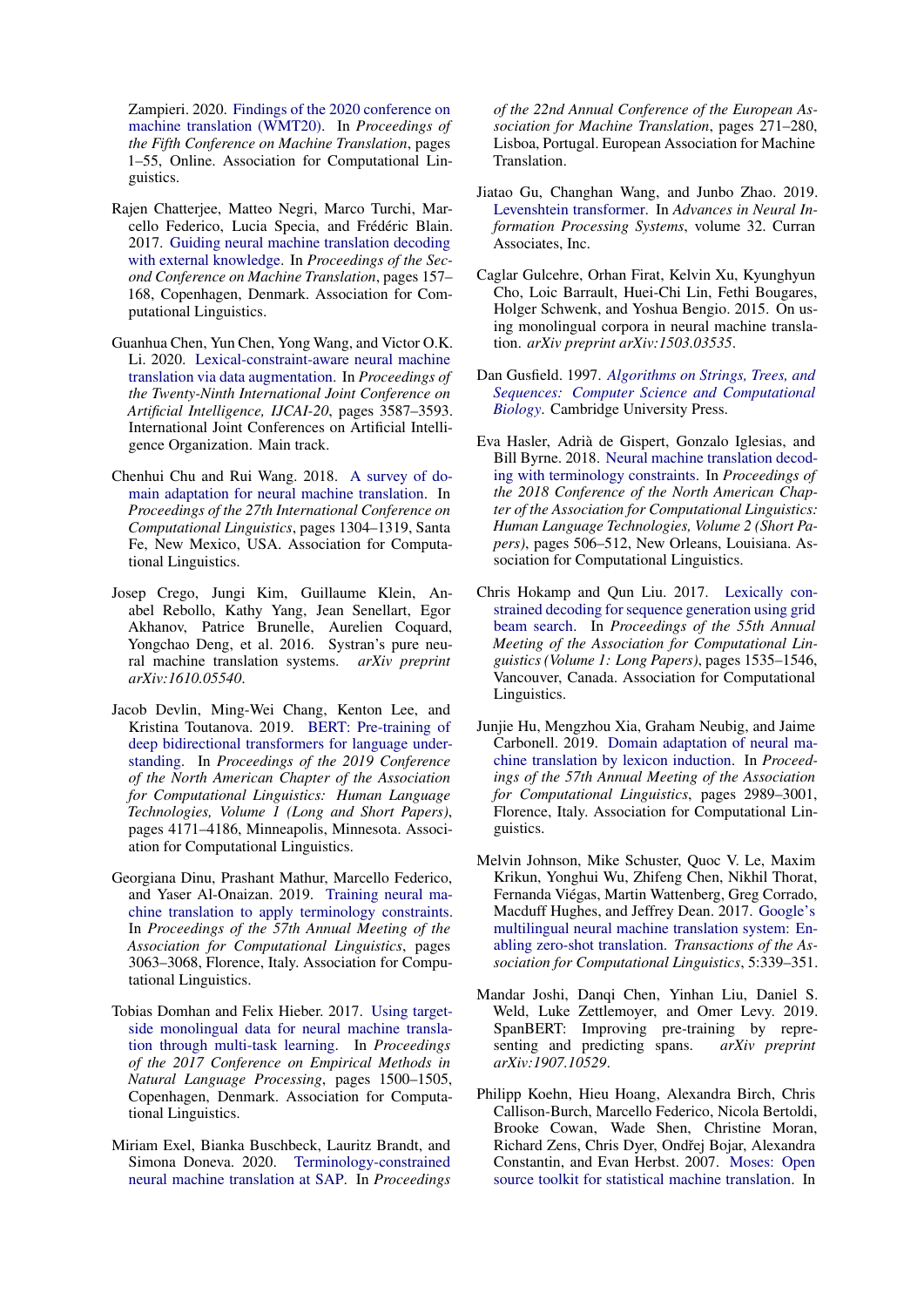Zampieri. 2020. Findings of the 2020 conference on machine translation (WMT20). In *Proceedings of the Fifth Conference on Machine Translation*, pages 1–55, Online. Association for Computational Linguistics.

Rajen Chatterjee, Matteo Negri, Marco Turchi, Marcello Federico, Lucia Specia, and Frédéric Blain. 2017. Guiding neural machine translation decoding with external knowledge. In *Proceedings of the Second Conference on Machine Translation*, pages 157–168, Copenhagen, Denmark. Association for Computational Linguistics.

Guanhua Chen, Yun Chen, Yong Wang, and Victor O.K. Li. 2020. Lexical-constraint-aware neural machine translation via data augmentation. In *Proceedings of the Twenty-Ninth International Joint Conference on Artificial Intelligence, IJCAI-20*, pages 3587–3593. International Joint Conferences on Artificial Intelligence Organization. Main track.

Chenhui Chu and Rui Wang. 2018. A survey of domain adaptation for neural machine translation. In *Proceedings of the 27th International Conference on Computational Linguistics*, pages 1304–1319, Santa Fe, New Mexico, USA. Association for Computational Linguistics.

Josep Crego, Jungi Kim, Guillaume Klein, Anabel Rebollo, Kathy Yang, Jean Senellart, Egor Akhanov, Patrice Brunelle, Aurelien Coquard, Yongchao Deng, et al. 2016. Systran's pure neural machine translation systems. *arXiv preprint arXiv:1610.05540*.

Jacob Devlin, Ming-Wei Chang, Kenton Lee, and Kristina Toutanova. 2019. BERT: Pre-training of deep bidirectional transformers for language understanding. In *Proceedings of the 2019 Conference of the North American Chapter of the Association for Computational Linguistics: Human Language Technologies, Volume 1 (Long and Short Papers)*, pages 4171–4186, Minneapolis, Minnesota. Association for Computational Linguistics.

Georgiana Dinu, Prashant Mathur, Marcello Federico, and Yaser Al-Onaizan. 2019. Training neural machine translation to apply terminology constraints. In *Proceedings of the 57th Annual Meeting of the Association for Computational Linguistics*, pages 3063–3068, Florence, Italy. Association for Computational Linguistics.

Tobias Domhan and Felix Hieber. 2017. Using target-side monolingual data for neural machine translation through multi-task learning. In *Proceedings of the 2017 Conference on Empirical Methods in Natural Language Processing*, pages 1500–1505, Copenhagen, Denmark. Association for Computational Linguistics.

Miriam Exel, Bianka Buschbeck, Lauritz Brandt, and Simona Doneva. 2020. Terminology-constrained neural machine translation at SAP. In *Proceedings of the 22nd Annual Conference of the European Association for Machine Translation*, pages 271–280, Lisboa, Portugal. European Association for Machine Translation.

Jiatao Gu, Changhan Wang, and Junbo Zhao. 2019. Levenshtein transformer. In *Advances in Neural Information Processing Systems*, volume 32. Curran Associates, Inc.

Caglar Gulcehre, Orhan Firat, Kelvin Xu, Kyunghyun Cho, Loic Barrault, Huei-Chi Lin, Fethi Bougares, Holger Schwenk, and Yoshua Bengio. 2015. On using monolingual corpora in neural machine translation. *arXiv preprint arXiv:1503.03535*.

Dan Gusfield. 1997. *Algorithms on Strings, Trees, and Sequences: Computer Science and Computational Biology*. Cambridge University Press.

Eva Hasler, Adrià de Gispert, Gonzalo Iglesias, and Bill Byrne. 2018. Neural machine translation decoding with terminology constraints. In *Proceedings of the 2018 Conference of the North American Chapter of the Association for Computational Linguistics: Human Language Technologies, Volume 2 (Short Papers)*, pages 506–512, New Orleans, Louisiana. Association for Computational Linguistics.

Chris Hokamp and Qun Liu. 2017. Lexically constrained decoding for sequence generation using grid beam search. In *Proceedings of the 55th Annual Meeting of the Association for Computational Linguistics (Volume 1: Long Papers)*, pages 1535–1546, Vancouver, Canada. Association for Computational Linguistics.

Junjie Hu, Mengzhou Xia, Graham Neubig, and Jaime Carbonell. 2019. Domain adaptation of neural machine translation by lexicon induction. In *Proceedings of the 57th Annual Meeting of the Association for Computational Linguistics*, pages 2989–3001, Florence, Italy. Association for Computational Linguistics.

Melvin Johnson, Mike Schuster, Quoc V. Le, Maxim Krikun, Yonghui Wu, Zhifeng Chen, Nikhil Thorat, Fernanda Viégas, Martin Wattenberg, Greg Corrado, Macduff Hughes, and Jeffrey Dean. 2017. Google's multilingual neural machine translation system: Enabling zero-shot translation. *Transactions of the Association for Computational Linguistics*, 5:339–351.

Mandar Joshi, Danqi Chen, Yinhan Liu, Daniel S. Weld, Luke Zettlemoyer, and Omer Levy. 2019. SpanBERT: Improving pre-training by representing and predicting spans. *arXiv preprint arXiv:1907.10529*.

Philipp Koehn, Hieu Hoang, Alexandra Birch, Chris Callison-Burch, Marcello Federico, Nicola Bertoldi, Brooke Cowan, Wade Shen, Christine Moran, Richard Zens, Chris Dyer, Ondřej Bojar, Alexandra Constantin, and Evan Herbst. 2007. Moses: Open source toolkit for statistical machine translation. In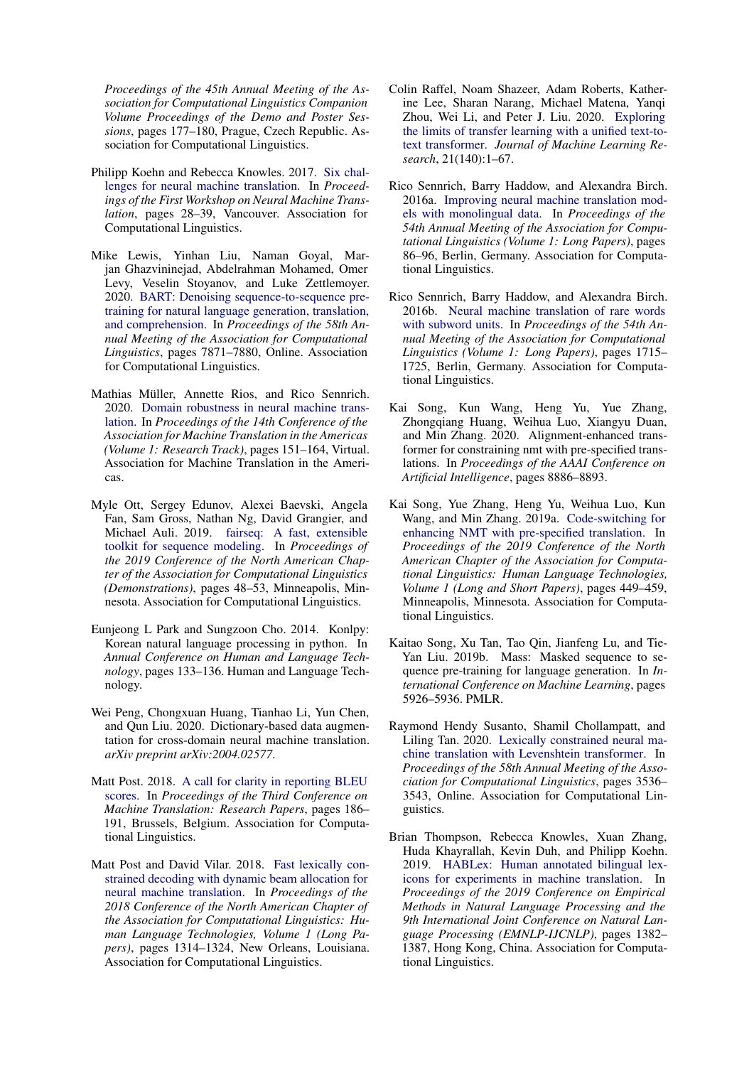*Proceedings of the 45th Annual Meeting of the Association for Computational Linguistics Companion Volume Proceedings of the Demo and Poster Sessions*, pages 177–180, Prague, Czech Republic. Association for Computational Linguistics.

Philipp Koehn and Rebecca Knowles. 2017. Six challenges for neural machine translation. In *Proceedings of the First Workshop on Neural Machine Translation*, pages 28–39, Vancouver. Association for Computational Linguistics.

Mike Lewis, Yinhan Liu, Naman Goyal, Marjan Ghazvininejad, Abdelrahman Mohamed, Omer Levy, Veselin Stoyanov, and Luke Zettlemoyer. 2020. BART: Denoising sequence-to-sequence pretraining for natural language generation, translation, and comprehension. In *Proceedings of the 58th Annual Meeting of the Association for Computational Linguistics*, pages 7871–7880, Online. Association for Computational Linguistics.

Mathias Müller, Annette Rios, and Rico Sennrich. 2020. Domain robustness in neural machine translation. In *Proceedings of the 14th Conference of the Association for Machine Translation in the Americas (Volume 1: Research Track)*, pages 151–164, Virtual. Association for Machine Translation in the Americas.

Myle Ott, Sergey Edunov, Alexei Baevski, Angela Fan, Sam Gross, Nathan Ng, David Grangier, and Michael Auli. 2019. fairseq: A fast, extensible toolkit for sequence modeling. In *Proceedings of the 2019 Conference of the North American Chapter of the Association for Computational Linguistics (Demonstrations)*, pages 48–53, Minneapolis, Minnesota. Association for Computational Linguistics.

Eunjeong L Park and Sungzoon Cho. 2014. Konlpy: Korean natural language processing in python. In *Annual Conference on Human and Language Technology*, pages 133–136. Human and Language Technology.

Wei Peng, Chongxuan Huang, Tianhao Li, Yun Chen, and Qun Liu. 2020. Dictionary-based data augmentation for cross-domain neural machine translation. *arXiv preprint arXiv:2004.02577*.

Matt Post. 2018. A call for clarity in reporting BLEU scores. In *Proceedings of the Third Conference on Machine Translation: Research Papers*, pages 186–191, Brussels, Belgium. Association for Computational Linguistics.

Matt Post and David Vilar. 2018. Fast lexically constrained decoding with dynamic beam allocation for neural machine translation. In *Proceedings of the 2018 Conference of the North American Chapter of the Association for Computational Linguistics: Human Language Technologies, Volume 1 (Long Papers)*, pages 1314–1324, New Orleans, Louisiana. Association for Computational Linguistics.

Colin Raffel, Noam Shazeer, Adam Roberts, Katherine Lee, Sharan Narang, Michael Matena, Yanqi Zhou, Wei Li, and Peter J. Liu. 2020. Exploring the limits of transfer learning with a unified text-to-text transformer. *Journal of Machine Learning Research*, 21(140):1–67.

Rico Sennrich, Barry Haddow, and Alexandra Birch. 2016a. Improving neural machine translation models with monolingual data. In *Proceedings of the 54th Annual Meeting of the Association for Computational Linguistics (Volume 1: Long Papers)*, pages 86–96, Berlin, Germany. Association for Computational Linguistics.

Rico Sennrich, Barry Haddow, and Alexandra Birch. 2016b. Neural machine translation of rare words with subword units. In *Proceedings of the 54th Annual Meeting of the Association for Computational Linguistics (Volume 1: Long Papers)*, pages 1715–1725, Berlin, Germany. Association for Computational Linguistics.

Kai Song, Kun Wang, Heng Yu, Yue Zhang, Zhongqiang Huang, Weihua Luo, Xiangyu Duan, and Min Zhang. 2020. Alignment-enhanced transformer for constraining nmt with pre-specified translations. In *Proceedings of the AAAI Conference on Artificial Intelligence*, pages 8886–8893.

Kai Song, Yue Zhang, Heng Yu, Weihua Luo, Kun Wang, and Min Zhang. 2019a. Code-switching for enhancing NMT with pre-specified translation. In *Proceedings of the 2019 Conference of the North American Chapter of the Association for Computational Linguistics: Human Language Technologies, Volume 1 (Long and Short Papers)*, pages 449–459, Minneapolis, Minnesota. Association for Computational Linguistics.

Kaitao Song, Xu Tan, Tao Qin, Jianfeng Lu, and Tie-Yan Liu. 2019b. Mass: Masked sequence to sequence pre-training for language generation. In *International Conference on Machine Learning*, pages 5926–5936. PMLR.

Raymond Hendy Susanto, Shamil Chollampatt, and Liling Tan. 2020. Lexically constrained neural machine translation with Levenshtein transformer. In *Proceedings of the 58th Annual Meeting of the Association for Computational Linguistics*, pages 3536–3543, Online. Association for Computational Linguistics.

Brian Thompson, Rebecca Knowles, Xuan Zhang, Huda Khayrallah, Kevin Duh, and Philipp Koehn. 2019. HABLex: Human annotated bilingual lexicons for experiments in machine translation. In *Proceedings of the 2019 Conference on Empirical Methods in Natural Language Processing and the 9th International Joint Conference on Natural Language Processing (EMNLP-IJCNLP)*, pages 1382–1387, Hong Kong, China. Association for Computational Linguistics.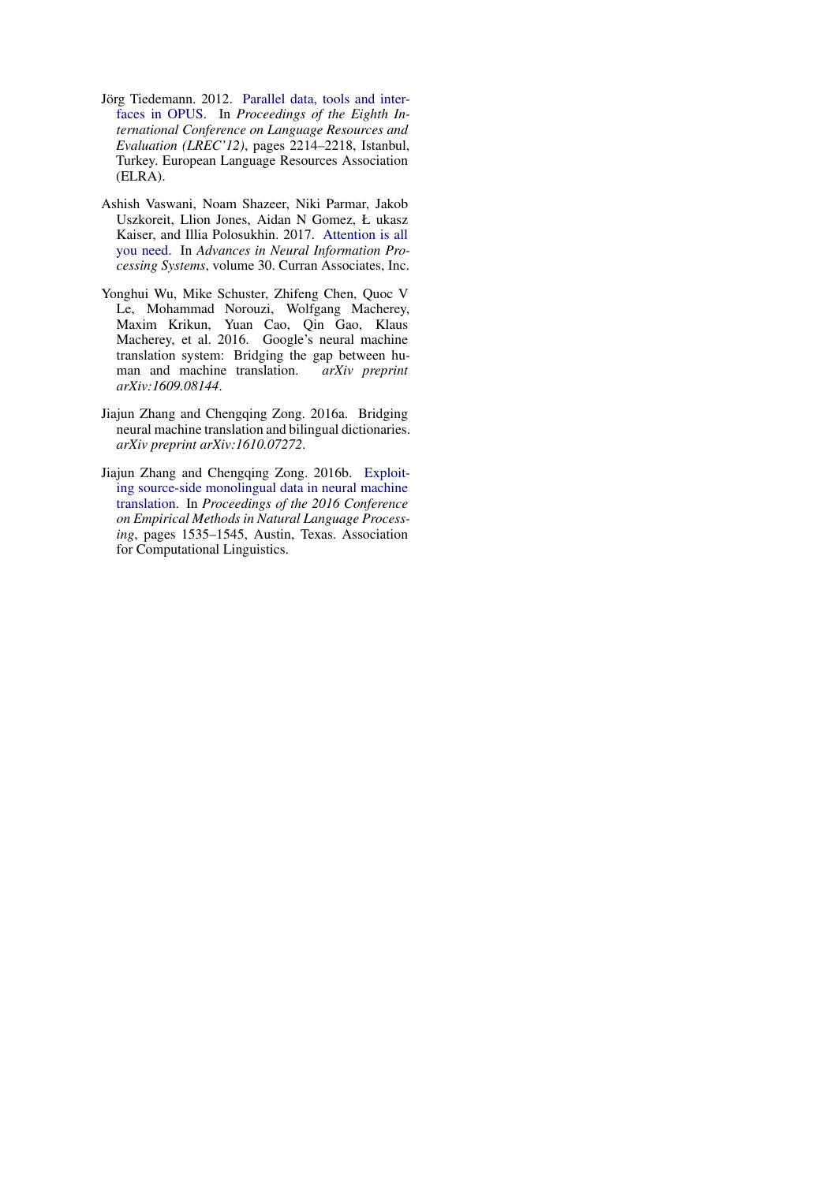Jörg Tiedemann. 2012. Parallel data, tools and interfaces in OPUS. In *Proceedings of the Eighth International Conference on Language Resources and Evaluation (LREC'12)*, pages 2214–2218, Istanbul, Turkey. European Language Resources Association (ELRA).

Ashish Vaswani, Noam Shazeer, Niki Parmar, Jakob Uszkoreit, Llion Jones, Aidan N Gomez, Ł ukasz Kaiser, and Illia Polosukhin. 2017. Attention is all you need. In *Advances in Neural Information Processing Systems*, volume 30. Curran Associates, Inc.

Yonghui Wu, Mike Schuster, Zhifeng Chen, Quoc V Le, Mohammad Norouzi, Wolfgang Macherey, Maxim Krikun, Yuan Cao, Qin Gao, Klaus Macherey, et al. 2016. Google's neural machine translation system: Bridging the gap between human and machine translation. *arXiv preprint arXiv:1609.08144*.

Jiajun Zhang and Chengqing Zong. 2016a. Bridging neural machine translation and bilingual dictionaries. *arXiv preprint arXiv:1610.07272*.

Jiajun Zhang and Chengqing Zong. 2016b. Exploiting source-side monolingual data in neural machine translation. In *Proceedings of the 2016 Conference on Empirical Methods in Natural Language Processing*, pages 1535–1545, Austin, Texas. Association for Computational Linguistics.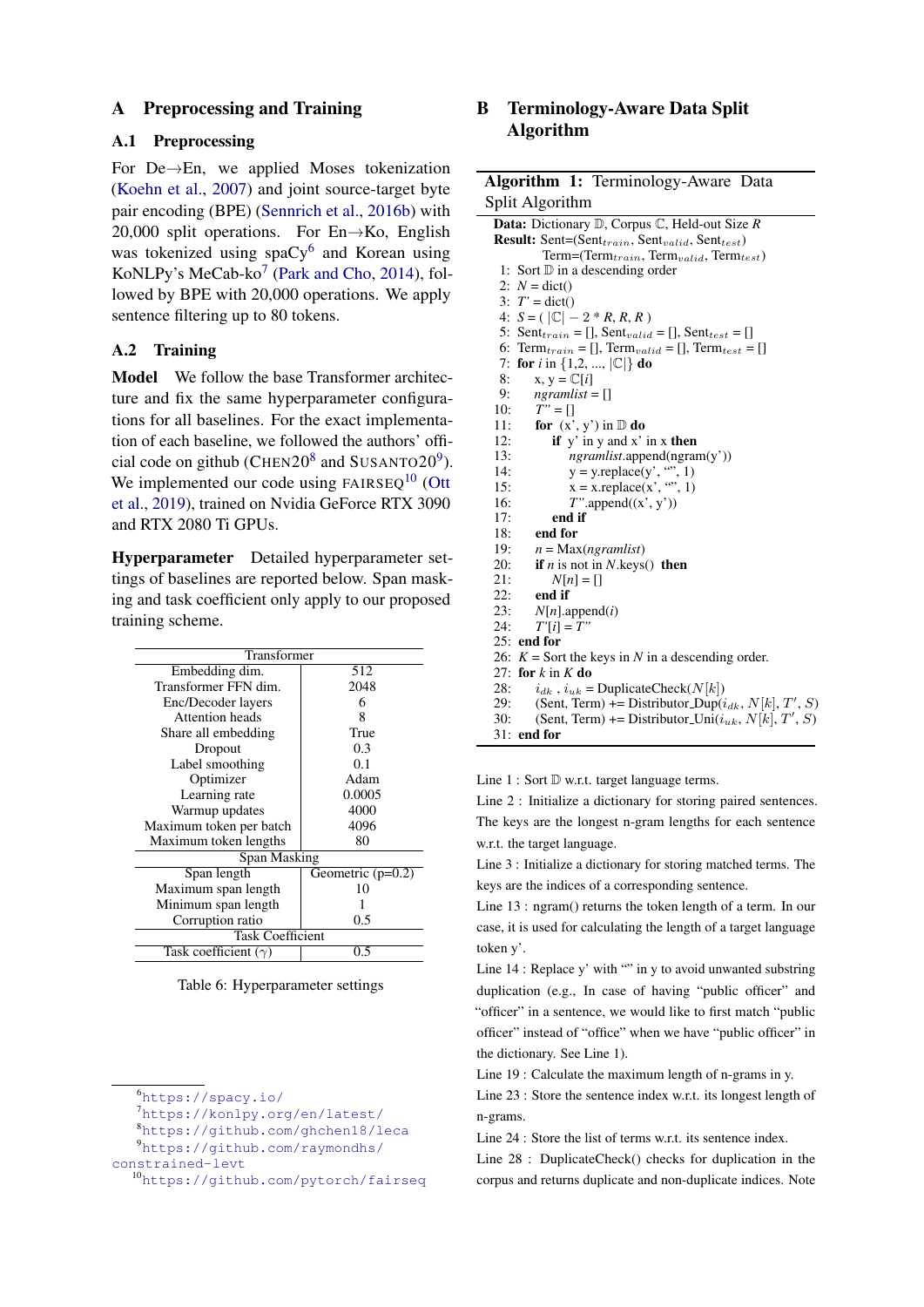## A Preprocessing and Training

### A.1 Preprocessing

For De→En, we applied Moses tokenization (Koehn et al., 2007) and joint source-target byte pair encoding (BPE) (Sennrich et al., 2016b) with 20,000 split operations. For En→Ko, English was tokenized using spaCy[6] and Korean using KoNLPy's MeCab-ko[7] (Park and Cho, 2014), followed by BPE with 20,000 operations. We apply sentence filtering up to 80 tokens.

### A.2 Training

**Model** We follow the base Transformer architecture and fix the same hyperparameter configurations for all baselines. For the exact implementation of each baseline, we followed the authors' official code on github (CHEN20[8] and SUSANTO20[9]). We implemented our code using FAIRSEQ[10] (Ott et al., 2019), trained on Nvidia GeForce RTX 3090 and RTX 2080 Ti GPUs.

**Hyperparameter** Detailed hyperparameter settings of baselines are reported below. Span masking and task coefficient only apply to our proposed training scheme.

| Transformer | |
|---|---|
| Embedding dim. | 512 |
| Transformer FFN dim. | 2048 |
| Enc/Decoder layers | 6 |
| Attention heads | 8 |
| Share all embedding | True |
| Dropout | 0.3 |
| Label smoothing | 0.1 |
| Optimizer | Adam |
| Learning rate | 0.0005 |
| Warmup updates | 4000 |
| Maximum token per batch | 4096 |
| Maximum token lengths | 80 |
| **Span Masking** | |
| Span length | Geometric (p=0.2) |
| Maximum span length | 10 |
| Minimum span length | 1 |
| Corruption ratio | 0.5 |
| **Task Coefficient** | |
| Task coefficient ($\gamma$) | 0.5 |

Table 6: Hyperparameter settings

[6] https://spacy.io/

[7] https://konlpy.org/en/latest/

[8] https://github.com/ghchen18/leca

[9] https://github.com/raymondhs/constrained-levt

[10] https://github.com/pytorch/fairseq

## B Terminology-Aware Data Split Algorithm

**Algorithm 1:** Terminology-Aware Data Split Algorithm

```
Data: Dictionary 𝔻, Corpus ℂ, Held-out Size R
Result: Sent=(Sent_train, Sent_valid, Sent_test)
        Term=(Term_train, Term_valid, Term_test)
1:  Sort 𝔻 in a descending order
2:  N = dict()
3:  T' = dict()
4:  S = ( |ℂ| − 2 * R, R, R )
5:  Sent_train = [], Sent_valid = [], Sent_test = []
6:  Term_train = [], Term_valid = [], Term_test = []
7:  for i in {1,2, ..., |ℂ|} do
8:      x, y = ℂ[i]
9:      ngramlist = []
10:     T'' = []
11:     for (x', y') in 𝔻 do
12:         if y' in y and x' in x then
13:             ngramlist.append(ngram(y'))
14:             y = y.replace(y', "", 1)
15:             x = x.replace(x', "", 1)
16:             T''.append((x', y'))
17:         end if
18:     end for
19:     n = Max(ngramlist)
20:     if n is not in N.keys() then
21:         N[n] = []
22:     end if
23:     N[n].append(i)
24:     T'[i] = T''
25: end for
26: K = Sort the keys in N in a descending order.
27: for k in K do
28:     i_dk , i_uk = DuplicateCheck(N[k])
29:     (Sent, Term) += Distributor_Dup(i_dk, N[k], T', S)
30:     (Sent, Term) += Distributor_Uni(i_uk, N[k], T', S)
31: end for
```

Line 1 : Sort $\mathbb{D}$ w.r.t. target language terms.

Line 2 : Initialize a dictionary for storing paired sentences. The keys are the longest n-gram lengths for each sentence w.r.t. the target language.

Line 3 : Initialize a dictionary for storing matched terms. The keys are the indices of a corresponding sentence.

Line 13 : ngram() returns the token length of a term. In our case, it is used for calculating the length of a target language token y'.

Line 14 : Replace y' with "" in y to avoid unwanted substring duplication (e.g., In case of having "public officer" and "officer" in a sentence, we would like to first match "public officer" instead of "office" when we have "public officer" in the dictionary. See Line 1).

Line 19 : Calculate the maximum length of n-grams in y.

Line 23 : Store the sentence index w.r.t. its longest length of n-grams.

Line 24 : Store the list of terms w.r.t. its sentence index.

Line 28 : DuplicateCheck() checks for duplication in the corpus and returns duplicate and non-duplicate indices. Note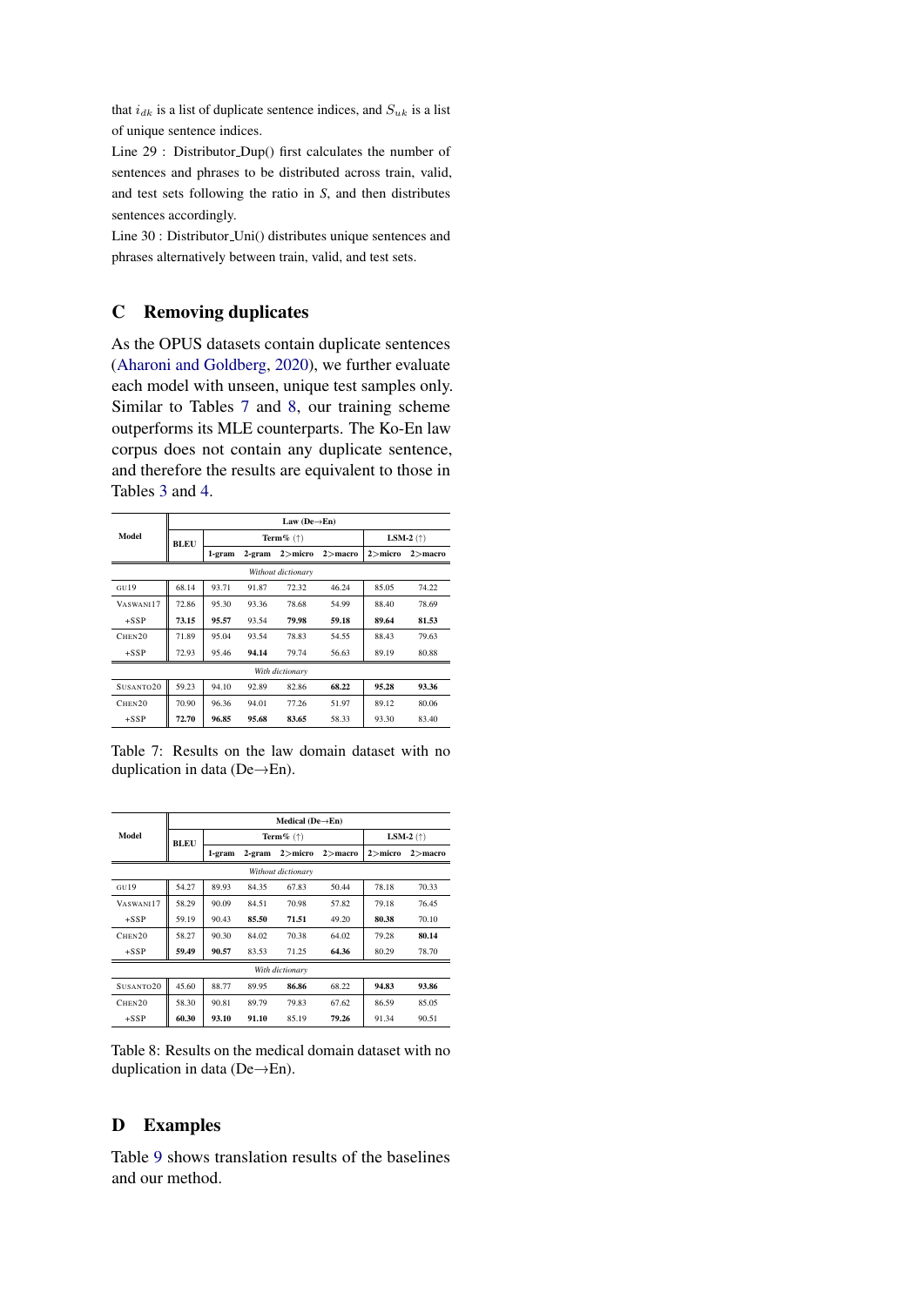that $i_{dk}$ is a list of duplicate sentence indices, and $S_{uk}$ is a list of unique sentence indices.

Line 29 : Distributor_Dup() first calculates the number of sentences and phrases to be distributed across train, valid, and test sets following the ratio in $S$, and then distributes sentences accordingly.

Line 30 : Distributor_Uni() distributes unique sentences and phrases alternatively between train, valid, and test sets.

## C Removing duplicates

As the OPUS datasets contain duplicate sentences (Aharoni and Goldberg, 2020), we further evaluate each model with unseen, unique test samples only. Similar to Tables 7 and 8, our training scheme outperforms its MLE counterparts. The Ko-En law corpus does not contain any duplicate sentence, and therefore the results are equivalent to those in Tables 3 and 4.

| Model | Law (De→En) | | | | | | |
|---|---|---|---|---|---|---|---|
| | BLEU | Term% (↑) | | | | LSM-2 (↑) | |
| | | 1-gram | 2-gram | 2>micro | 2>macro | 2>micro | 2>macro |
| *Without dictionary* | | | | | | | |
| GU19 | 68.14 | 93.71 | 91.87 | 72.32 | 46.24 | 85.05 | 74.22 |
| VASWANI17 | 72.86 | 95.30 | 93.36 | 78.68 | 54.99 | 88.40 | 78.69 |
| +SSP | **73.15** | **95.57** | 93.54 | **79.98** | **59.18** | **89.64** | **81.53** |
| CHEN20 | 71.89 | 95.04 | 93.54 | 78.83 | 54.55 | 88.43 | 79.63 |
| +SSP | 72.93 | 95.46 | **94.14** | 79.74 | 56.63 | 89.19 | 80.88 |
| *With dictionary* | | | | | | | |
| SUSANTO20 | 59.23 | 94.10 | 92.89 | 82.86 | **68.22** | **95.28** | **93.36** |
| CHEN20 | 70.90 | 96.36 | 94.01 | 77.26 | 51.97 | 89.12 | 80.06 |
| +SSP | **72.70** | **96.85** | **95.68** | **83.65** | 58.33 | 93.30 | 83.40 |

Table 7: Results on the law domain dataset with no duplication in data (De→En).

| Model | Medical (De→En) | | | | | | |
|---|---|---|---|---|---|---|---|
| | BLEU | Term% (↑) | | | | LSM-2 (↑) | |
| | | 1-gram | 2-gram | 2>micro | 2>macro | 2>micro | 2>macro |
| *Without dictionary* | | | | | | | |
| GU19 | 54.27 | 89.93 | 84.35 | 67.83 | 50.44 | 78.18 | 70.33 |
| VASWANI17 | 58.29 | 90.09 | 84.51 | 70.98 | 57.82 | 79.18 | 76.45 |
| +SSP | 59.19 | 90.43 | **85.50** | **71.51** | 49.20 | **80.38** | 70.10 |
| CHEN20 | 58.27 | 90.30 | 84.02 | 70.38 | 64.02 | 79.28 | **80.14** |
| +SSP | **59.49** | **90.57** | 83.53 | 71.25 | **64.36** | 80.29 | 78.70 |
| *With dictionary* | | | | | | | |
| SUSANTO20 | 45.60 | 88.77 | 89.95 | **86.86** | 68.22 | **94.83** | **93.86** |
| CHEN20 | 58.30 | 90.81 | 89.79 | 79.83 | 67.62 | 86.59 | 85.05 |
| +SSP | **60.30** | **93.10** | **91.10** | 85.19 | **79.26** | 91.34 | 90.51 |

Table 8: Results on the medical domain dataset with no duplication in data (De→En).

## D Examples

Table 9 shows translation results of the baselines and our method.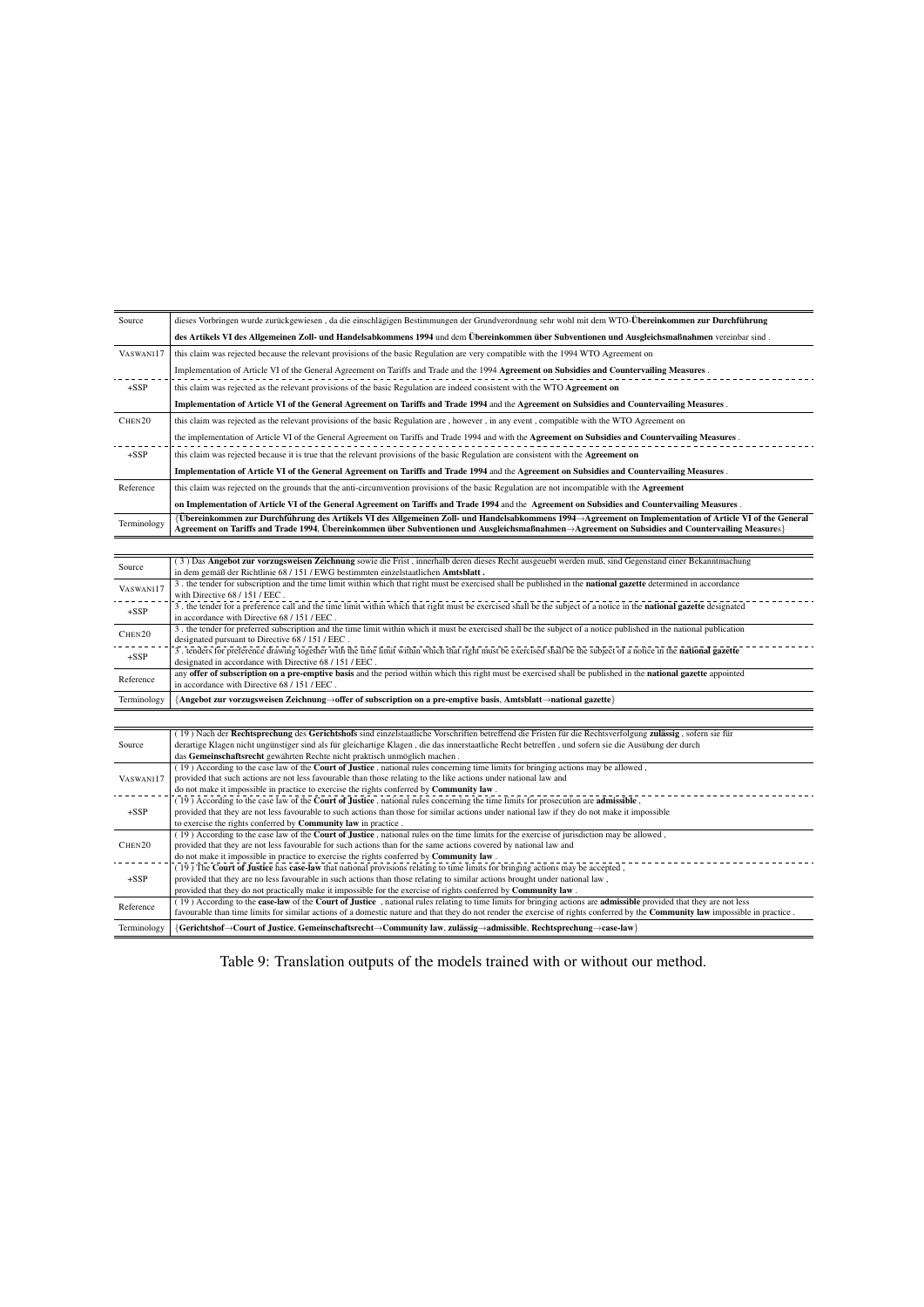| | |
|---|---|
| Source | dieses Vorbringen wurde zurückgewiesen , da die einschlägigen Bestimmungen der Grundverordnung sehr wohl mit dem WTO-**Übereinkommen zur Durchführung des Artikels VI des Allgemeinen Zoll- und Handelsabkommens 1994** und dem **Übereinkommen über Subventionen und Ausgleichsmaßnahmen** vereinbar sind . |
| VASWANI17 | this claim was rejected because the relevant provisions of the basic Regulation are very compatible with the 1994 WTO Agreement on Implementation of Article VI of the General Agreement on Tariffs and Trade and the 1994 **Agreement on Subsidies and Countervailing Measures** . |
| +SSP | this claim was rejected as the relevant provisions of the basic Regulation are indeed consistent with the WTO **Agreement on Implementation of Article VI of the General Agreement on Tariffs and Trade 1994** and the **Agreement on Subsidies and Countervailing Measures** . |
| CHEN20 | this claim was rejected as the relevant provisions of the basic Regulation are , however , in any event , compatible with the WTO Agreement on the implementation of Article VI of the General Agreement on Tariffs and Trade 1994 and with the **Agreement on Subsidies and Countervailing Measures** . |
| +SSP | this claim was rejected because it is true that the relevant provisions of the basic Regulation are consistent with the **Agreement on Implementation of Article VI of the General Agreement on Tariffs and Trade 1994** and the **Agreement on Subsidies and Countervailing Measures** . |
| Reference | this claim was rejected on the grounds that the anti-circumvention provisions of the basic Regulation are not incompatible with the **Agreement on Implementation of Article VI of the General Agreement on Tariffs and Trade 1994** and the **Agreement on Subsidies and Countervailing Measures** . |
| Terminology | {**Übereinkommen zur Durchführung des Artikels VI des Allgemeinen Zoll- und Handelsabkommens 1994→Agreement on Implementation of Article VI of the General Agreement on Tariffs and Trade 1994**, **Übereinkommen über Subventionen und Ausgleichsmaßnahmen→Agreement on Subsidies and Countervailing Measures**} |

| | |
|---|---|
| Source | ( 3 ) Das **Angebot zur vorzugsweisen Zeichnung** sowie die Frist , innerhalb deren dieses Recht ausgeuebt werden muß, sind Gegenstand einer Bekanntmachung in dem gemäß der Richtlinie 68 / 151 / EWG bestimmten einzelstaatlichen **Amtsblatt .** |
| VASWANI17 | 3 . the tender for subscription and the time limit within which that right must be exercised shall be published in the **national gazette** determined in accordance with Directive 68 / 151 / EEC . |
| +SSP | 3 . the tender for a preference call and the time limit within which that right must be exercised shall be the subject of a notice in the **national gazette** designated in accordance with Directive 68 / 151 / EEC . |
| CHEN20 | 3 . the tender for preferred subscription and the time limit within which it must be exercised shall be the subject of a notice published in the national publication designated pursuant to Directive 68 / 151 / EEC . |
| +SSP | 3 . tenders for preference drawing together with the time limit within which that right must be exercised shall be the subject of a notice in the **national gazette** designated in accordance with Directive 68 / 151 / EEC . |
| Reference | any **offer of subscription on a pre-emptive basis** and the period within which this right must be exercised shall be published in the **national gazette** appointed in accordance with Directive 68 / 151 / EEC . |
| Terminology | {**Angebot zur vorzugsweisen Zeichnung→offer of subscription on a pre-emptive basis**, **Amtsblatt→national gazette**} |

| | |
|---|---|
| Source | ( 19 ) Nach der **Rechtsprechung** des **Gerichtshofs** sind einzelstaatliche Vorschriften betreffend die Fristen für die Rechtsverfolgung **zulässig** , sofern sie für derartige Klagen nicht ungünstiger sind als für gleichartige Klagen , die das innerstaatliche Recht betreffen , und sofern sie die Ausübung der durch das **Gemeinschaftsrecht** gewährten Rechte nicht praktisch unmöglich machen . |
| VASWANI17 | ( 19 ) According to the case law of the **Court of Justice** , national rules concerning time limits for bringing actions may be allowed , provided that such actions are not less favourable than those relating to the like actions under national law and do not make it impossible in practice to exercise the rights conferred by **Community law** . |
| +SSP | ( 19 ) According to the case law of the **Court of Justice** , national rules concerning the time limits for prosecution are **admissible** , provided that they are not less favourable to such actions than those for similar actions under national law if they do not make it impossible to exercise the rights conferred by **Community law** in practice . |
| CHEN20 | ( 19 ) According to the case law of the **Court of Justice** , national rules on the time limits for the exercise of jurisdiction may be allowed , provided that they are not less favourable for such actions than for the same actions covered by national law and do not make it impossible in practice to exercise the rights conferred by **Community law** . |
| +SSP | ( 19 ) The **Court of Justice** has **case-law** that national provisions relating to time limits for bringing actions may be accepted , provided that they are no less favourable in such actions than those relating to similar actions brought under national law , provided that they do not practically make it impossible for the exercise of rights conferred by **Community law** . |
| Reference | ( 19 ) According to the **case-law** of the **Court of Justice** , national rules relating to time limits for bringing actions are **admissible** provided that they are not less favourable than time limits for similar actions of a domestic nature and that they do not render the exercise of rights conferred by the **Community law** impossible in practice . |
| Terminology | {**Gerichtshof→Court of Justice**, **Gemeinschaftsrecht→Community law**, **zulässig→admissible**, **Rechtsprechung→case-law**} |

Table 9: Translation outputs of the models trained with or without our method.